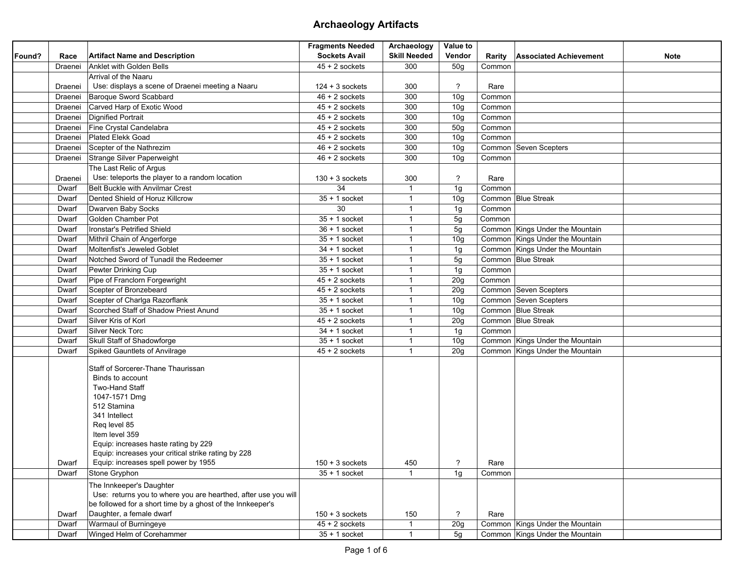# Archaeology Artifacts

| Found? | Race | Artifact Name and Description | Fragments Needed Sockets Avail | Archaeology Skill Needed | Value to Vendor | Rarity | Associated Achievement | Note |
|---|---|---|---|---|---|---|---|---|
| | Draenei | Anklet with Golden Bells | 45 + 2 sockets | 300 | 50g | Common | | |
| | Draenei | Arrival of the Naaru<br>Use: displays a scene of Draenei meeting a Naaru | 124 + 3 sockets | 300 | ? | Rare | | |
| | Draenei | Baroque Sword Scabbard | 46 + 2 sockets | 300 | 10g | Common | | |
| | Draenei | Carved Harp of Exotic Wood | 45 + 2 sockets | 300 | 10g | Common | | |
| | Draenei | Dignified Portrait | 45 + 2 sockets | 300 | 10g | Common | | |
| | Draenei | Fine Crystal Candelabra | 45 + 2 sockets | 300 | 50g | Common | | |
| | Draenei | Plated Elekk Goad | 45 + 2 sockets | 300 | 10g | Common | | |
| | Draenei | Scepter of the Nathrezim | 46 + 2 sockets | 300 | 10g | Common | Seven Scepters | |
| | Draenei | Strange Silver Paperweight | 46 + 2 sockets | 300 | 10g | Common | | |
| | Draenei | The Last Relic of Argus<br>Use: teleports the player to a random location | 130 + 3 sockets | 300 | ? | Rare | | |
| | Dwarf | Belt Buckle with Anvilmar Crest | 34 | 1 | 1g | Common | | |
| | Dwarf | Dented Shield of Horuz Killcrow | 35 + 1 socket | 1 | 10g | Common | Blue Streak | |
| | Dwarf | Dwarven Baby Socks | 30 | 1 | 1g | Common | | |
| | Dwarf | Golden Chamber Pot | 35 + 1 socket | 1 | 5g | Common | | |
| | Dwarf | Ironstar's Petrified Shield | 36 + 1 socket | 1 | 5g | Common | Kings Under the Mountain | |
| | Dwarf | Mithril Chain of Angerforge | 35 + 1 socket | 1 | 10g | Common | Kings Under the Mountain | |
| | Dwarf | Moltenfist's Jeweled Goblet | 34 + 1 socket | 1 | 1g | Common | Kings Under the Mountain | |
| | Dwarf | Notched Sword of Tunadil the Redeemer | 35 + 1 socket | 1 | 5g | Common | Blue Streak | |
| | Dwarf | Pewter Drinking Cup | 35 + 1 socket | 1 | 1g | Common | | |
| | Dwarf | Pipe of Franclorn Forgewright | 45 + 2 sockets | 1 | 20g | Common | | |
| | Dwarf | Scepter of Bronzebeard | 45 + 2 sockets | 1 | 20g | Common | Seven Scepters | |
| | Dwarf | Scepter of Charlga Razorflank | 35 + 1 socket | 1 | 10g | Common | Seven Scepters | |
| | Dwarf | Scorched Staff of Shadow Priest Anund | 35 + 1 socket | 1 | 10g | Common | Blue Streak | |
| | Dwarf | Silver Kris of Korl | 45 + 2 sockets | 1 | 20g | Common | Blue Streak | |
| | Dwarf | Silver Neck Torc | 34 + 1 socket | 1 | 1g | Common | | |
| | Dwarf | Skull Staff of Shadowforge | 35 + 1 socket | 1 | 10g | Common | Kings Under the Mountain | |
| | Dwarf | Spiked Gauntlets of Anvilrage | 45 + 2 sockets | 1 | 20g | Common | Kings Under the Mountain | |
| | Dwarf | Staff of Sorcerer-Thane Thaurissan<br>Binds to account<br>Two-Hand Staff<br>1047-1571 Dmg<br>512 Stamina<br>341 Intellect<br>Req level 85<br>Item level 359<br>Equip: increases haste rating by 229<br>Equip: increases your critical strike rating by 228<br>Equip: increases spell power by 1955 | 150 + 3 sockets | 450 | ? | Rare | | |
| | Dwarf | Stone Gryphon | 35 + 1 socket | 1 | 1g | Common | | |
| | Dwarf | The Innkeeper's Daughter<br>Use: returns you to where you are hearthed, after use you will be followed for a short time by a ghost of the Innkeeper's Daughter, a female dwarf | 150 + 3 sockets | 150 | ? | Rare | | |
| | Dwarf | Warmaul of Burningeye | 45 + 2 sockets | 1 | 20g | Common | Kings Under the Mountain | |
| | Dwarf | Winged Helm of Corehammer | 35 + 1 socket | 1 | 5g | Common | Kings Under the Mountain | |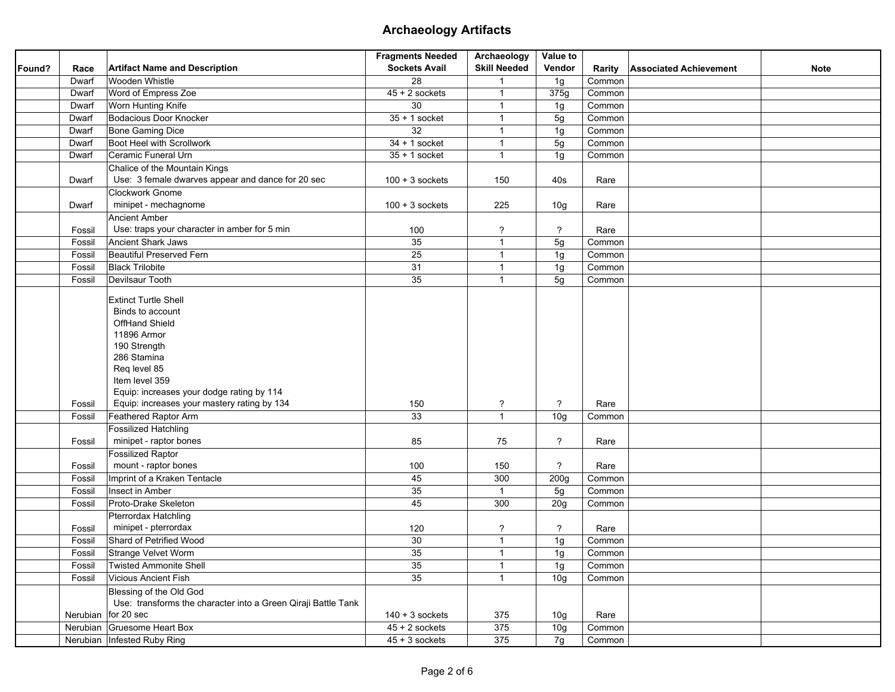## Archaeology Artifacts

| Found? | Race | Artifact Name and Description | Fragments Needed Sockets Avail | Archaeology Skill Needed | Value to Vendor | Rarity | Associated Achievement | Note |
|---|---|---|---|---|---|---|---|---|
| | Dwarf | Wooden Whistle | 28 | 1 | 1g | Common | | |
| | Dwarf | Word of Empress Zoe | 45 + 2 sockets | 1 | 375g | Common | | |
| | Dwarf | Worn Hunting Knife | 30 | 1 | 1g | Common | | |
| | Dwarf | Bodacious Door Knocker | 35 + 1 socket | 1 | 5g | Common | | |
| | Dwarf | Bone Gaming Dice | 32 | 1 | 1g | Common | | |
| | Dwarf | Boot Heel with Scrollwork | 34 + 1 socket | 1 | 5g | Common | | |
| | Dwarf | Ceramic Funeral Urn | 35 + 1 socket | 1 | 1g | Common | | |
| | Dwarf | Chalice of the Mountain Kings<br>Use: 3 female dwarves appear and dance for 20 sec | 100 + 3 sockets | 150 | 40s | Rare | | |
| | Dwarf | Clockwork Gnome<br>minipet - mechagnome | 100 + 3 sockets | 225 | 10g | Rare | | |
| | Fossil | Ancient Amber<br>Use: traps your character in amber for 5 min | 100 | ? | ? | Rare | | |
| | Fossil | Ancient Shark Jaws | 35 | 1 | 5g | Common | | |
| | Fossil | Beautiful Preserved Fern | 25 | 1 | 1g | Common | | |
| | Fossil | Black Trilobite | 31 | 1 | 1g | Common | | |
| | Fossil | Devilsaur Tooth | 35 | 1 | 5g | Common | | |
| | Fossil | Extinct Turtle Shell<br>Binds to account<br>OffHand Shield<br>11896 Armor<br>190 Strength<br>286 Stamina<br>Req level 85<br>Item level 359<br>Equip: increases your dodge rating by 114<br>Equip: increases your mastery rating by 134 | 150 | ? | ? | Rare | | |
| | Fossil | Feathered Raptor Arm | 33 | 1 | 10g | Common | | |
| | Fossil | Fossilized Hatchling<br>minipet - raptor bones | 85 | 75 | ? | Rare | | |
| | Fossil | Fossilized Raptor<br>mount - raptor bones | 100 | 150 | ? | Rare | | |
| | Fossil | Imprint of a Kraken Tentacle | 45 | 300 | 200g | Common | | |
| | Fossil | Insect in Amber | 35 | 1 | 5g | Common | | |
| | Fossil | Proto-Drake Skeleton | 45 | 300 | 20g | Common | | |
| | Fossil | Pterrordax Hatchling<br>minipet - pterrordax | 120 | ? | ? | Rare | | |
| | Fossil | Shard of Petrified Wood | 30 | 1 | 1g | Common | | |
| | Fossil | Strange Velvet Worm | 35 | 1 | 1g | Common | | |
| | Fossil | Twisted Ammonite Shell | 35 | 1 | 1g | Common | | |
| | Fossil | Vicious Ancient Fish | 35 | 1 | 10g | Common | | |
| | Nerubian | Blessing of the Old God<br>Use: transforms the character into a Green Qiraji Battle Tank for 20 sec | 140 + 3 sockets | 375 | 10g | Rare | | |
| | Nerubian | Gruesome Heart Box | 45 + 2 sockets | 375 | 10g | Common | | |
| | Nerubian | Infested Ruby Ring | 45 + 3 sockets | 375 | 7g | Common | | |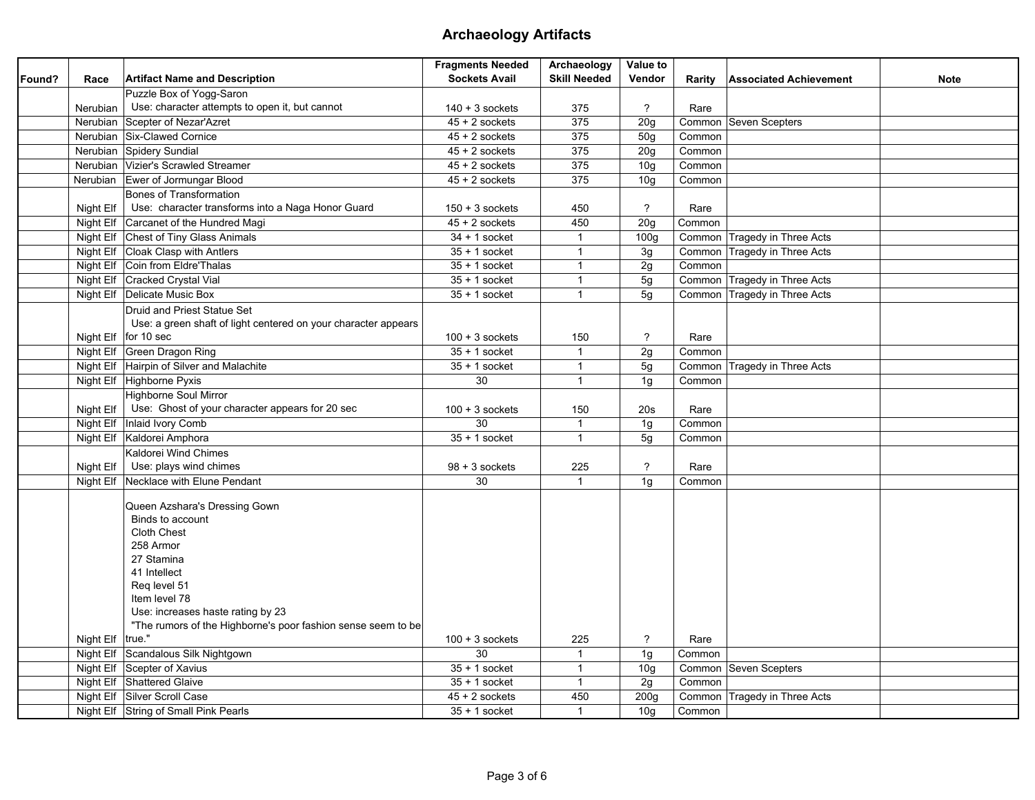# Archaeology Artifacts

| Found? | Race | Artifact Name and Description | Fragments Needed Sockets Avail | Archaeology Skill Needed | Value to Vendor | Rarity | Associated Achievement | Note |
|---|---|---|---|---|---|---|---|---|
| | Nerubian | Puzzle Box of Yogg-Saron<br>Use: character attempts to open it, but cannot | 140 + 3 sockets | 375 | ? | Rare | | |
| | Nerubian | Scepter of Nezar'Azret | 45 + 2 sockets | 375 | 20g | Common | Seven Scepters | |
| | Nerubian | Six-Clawed Cornice | 45 + 2 sockets | 375 | 50g | Common | | |
| | Nerubian | Spidery Sundial | 45 + 2 sockets | 375 | 20g | Common | | |
| | Nerubian | Vizier's Scrawled Streamer | 45 + 2 sockets | 375 | 10g | Common | | |
| | Nerubian | Ewer of Jormungar Blood | 45 + 2 sockets | 375 | 10g | Common | | |
| | Night Elf | Bones of Transformation<br>Use: character transforms into a Naga Honor Guard | 150 + 3 sockets | 450 | ? | Rare | | |
| | Night Elf | Carcanet of the Hundred Magi | 45 + 2 sockets | 450 | 20g | Common | | |
| | Night Elf | Chest of Tiny Glass Animals | 34 + 1 socket | 1 | 100g | Common | Tragedy in Three Acts | |
| | Night Elf | Cloak Clasp with Antlers | 35 + 1 socket | 1 | 3g | Common | Tragedy in Three Acts | |
| | Night Elf | Coin from Eldre'Thalas | 35 + 1 socket | 1 | 2g | Common | | |
| | Night Elf | Cracked Crystal Vial | 35 + 1 socket | 1 | 5g | Common | Tragedy in Three Acts | |
| | Night Elf | Delicate Music Box | 35 + 1 socket | 1 | 5g | Common | Tragedy in Three Acts | |
| | Night Elf | Druid and Priest Statue Set<br>Use: a green shaft of light centered on your character appears for 10 sec | 100 + 3 sockets | 150 | ? | Rare | | |
| | Night Elf | Green Dragon Ring | 35 + 1 socket | 1 | 2g | Common | | |
| | Night Elf | Hairpin of Silver and Malachite | 35 + 1 socket | 1 | 5g | Common | Tragedy in Three Acts | |
| | Night Elf | Highborne Pyxis | 30 | 1 | 1g | Common | | |
| | Night Elf | Highborne Soul Mirror<br>Use: Ghost of your character appears for 20 sec | 100 + 3 sockets | 150 | 20s | Rare | | |
| | Night Elf | Inlaid Ivory Comb | 30 | 1 | 1g | Common | | |
| | Night Elf | Kaldorei Amphora | 35 + 1 socket | 1 | 5g | Common | | |
| | Night Elf | Kaldorei Wind Chimes<br>Use: plays wind chimes | 98 + 3 sockets | 225 | ? | Rare | | |
| | Night Elf | Necklace with Elune Pendant | 30 | 1 | 1g | Common | | |
| | Night Elf | Queen Azshara's Dressing Gown<br>Binds to account<br>Cloth Chest<br>258 Armor<br>27 Stamina<br>41 Intellect<br>Req level 51<br>Item level 78<br>Use: increases haste rating by 23<br>"The rumors of the Highborne's poor fashion sense seem to be true." | 100 + 3 sockets | 225 | ? | Rare | | |
| | Night Elf | Scandalous Silk Nightgown | 30 | 1 | 1g | Common | | |
| | Night Elf | Scepter of Xavius | 35 + 1 socket | 1 | 10g | Common | Seven Scepters | |
| | Night Elf | Shattered Glaive | 35 + 1 socket | 1 | 2g | Common | | |
| | Night Elf | Silver Scroll Case | 45 + 2 sockets | 450 | 200g | Common | Tragedy in Three Acts | |
| | Night Elf | String of Small Pink Pearls | 35 + 1 socket | 1 | 10g | Common | | |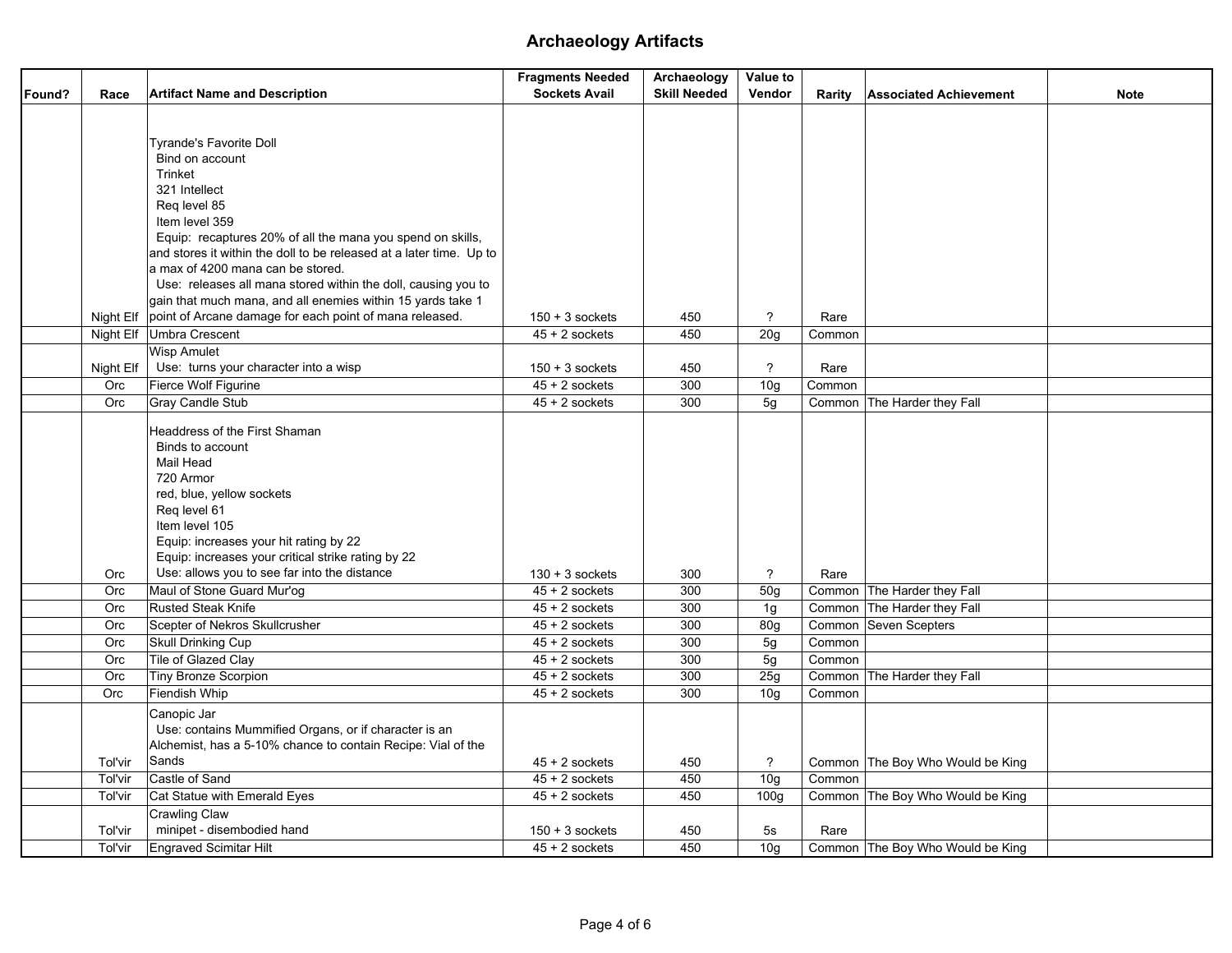# Archaeology Artifacts

| Found? | Race | Artifact Name and Description | Fragments Needed Sockets Avail | Archaeology Skill Needed | Value to Vendor | Rarity | Associated Achievement | Note |
|---|---|---|---|---|---|---|---|---|
| | Night Elf | Tyrande's Favorite Doll<br>Bind on account<br>Trinket<br>321 Intellect<br>Req level 85<br>Item level 359<br>Equip: recaptures 20% of all the mana you spend on skills, and stores it within the doll to be released at a later time. Up to a max of 4200 mana can be stored.<br>Use: releases all mana stored within the doll, causing you to gain that much mana, and all enemies within 15 yards take 1 point of Arcane damage for each point of mana released. | 150 + 3 sockets | 450 | ? | Rare | | |
| | Night Elf | Umbra Crescent | 45 + 2 sockets | 450 | 20g | Common | | |
| | Night Elf | Wisp Amulet<br>Use: turns your character into a wisp | 150 + 3 sockets | 450 | ? | Rare | | |
| | Orc | Fierce Wolf Figurine | 45 + 2 sockets | 300 | 10g | Common | | |
| | Orc | Gray Candle Stub | 45 + 2 sockets | 300 | 5g | Common | The Harder they Fall | |
| | Orc | Headdress of the First Shaman<br>Binds to account<br>Mail Head<br>720 Armor<br>red, blue, yellow sockets<br>Req level 61<br>Item level 105<br>Equip: increases your hit rating by 22<br>Equip: increases your critical strike rating by 22<br>Use: allows you to see far into the distance | 130 + 3 sockets | 300 | ? | Rare | | |
| | Orc | Maul of Stone Guard Mur'og | 45 + 2 sockets | 300 | 50g | Common | The Harder they Fall | |
| | Orc | Rusted Steak Knife | 45 + 2 sockets | 300 | 1g | Common | The Harder they Fall | |
| | Orc | Scepter of Nekros Skullcrusher | 45 + 2 sockets | 300 | 80g | Common | Seven Scepters | |
| | Orc | Skull Drinking Cup | 45 + 2 sockets | 300 | 5g | Common | | |
| | Orc | Tile of Glazed Clay | 45 + 2 sockets | 300 | 5g | Common | | |
| | Orc | Tiny Bronze Scorpion | 45 + 2 sockets | 300 | 25g | Common | The Harder they Fall | |
| | Orc | Fiendish Whip | 45 + 2 sockets | 300 | 10g | Common | | |
| | Tol'vir | Canopic Jar<br>Use: contains Mummified Organs, or if character is an Alchemist, has a 5-10% chance to contain Recipe: Vial of the Sands | 45 + 2 sockets | 450 | ? | Common | The Boy Who Would be King | |
| | Tol'vir | Castle of Sand | 45 + 2 sockets | 450 | 10g | Common | | |
| | Tol'vir | Cat Statue with Emerald Eyes | 45 + 2 sockets | 450 | 100g | Common | The Boy Who Would be King | |
| | Tol'vir | Crawling Claw<br>minipet - disembodied hand | 150 + 3 sockets | 450 | 5s | Rare | | |
| | Tol'vir | Engraved Scimitar Hilt | 45 + 2 sockets | 450 | 10g | Common | The Boy Who Would be King | |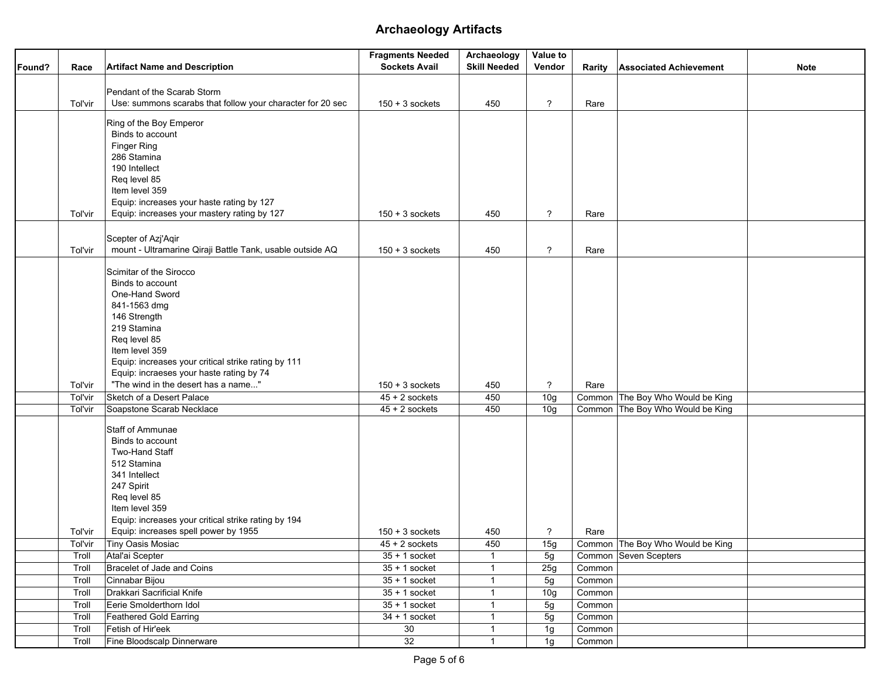# Archaeology Artifacts

| Found? | Race | Artifact Name and Description | Fragments Needed Sockets Avail | Archaeology Skill Needed | Value to Vendor | Rarity | Associated Achievement | Note |
|---|---|---|---|---|---|---|---|---|
| | Tol'vir | Pendant of the Scarab Storm<br>Use: summons scarabs that follow your character for 20 sec | 150 + 3 sockets | 450 | ? | Rare | | |
| | Tol'vir | Ring of the Boy Emperor<br>Binds to account<br>Finger Ring<br>286 Stamina<br>190 Intellect<br>Req level 85<br>Item level 359<br>Equip: increases your haste rating by 127<br>Equip: increases your mastery rating by 127 | 150 + 3 sockets | 450 | ? | Rare | | |
| | Tol'vir | Scepter of Azj'Aqir<br>mount - Ultramarine Qiraji Battle Tank, usable outside AQ | 150 + 3 sockets | 450 | ? | Rare | | |
| | Tol'vir | Scimitar of the Sirocco<br>Binds to account<br>One-Hand Sword<br>841-1563 dmg<br>146 Strength<br>219 Stamina<br>Req level 85<br>Item level 359<br>Equip: increases your critical strike rating by 111<br>Equip: incraeses your haste rating by 74<br>"The wind in the desert has a name..." | 150 + 3 sockets | 450 | ? | Rare | | |
| | Tol'vir | Sketch of a Desert Palace | 45 + 2 sockets | 450 | 10g | Common | The Boy Who Would be King | |
| | Tol'vir | Soapstone Scarab Necklace | 45 + 2 sockets | 450 | 10g | Common | The Boy Who Would be King | |
| | Tol'vir | Staff of Ammunae<br>Binds to account<br>Two-Hand Staff<br>512 Stamina<br>341 Intellect<br>247 Spirit<br>Req level 85<br>Item level 359<br>Equip: increases your critical strike rating by 194<br>Equip: increases spell power by 1955 | 150 + 3 sockets | 450 | ? | Rare | | |
| | Tol'vir | Tiny Oasis Mosiac | 45 + 2 sockets | 450 | 15g | Common | The Boy Who Would be King | |
| | Troll | Atal'ai Scepter | 35 + 1 socket | 1 | 5g | Common | Seven Scepters | |
| | Troll | Bracelet of Jade and Coins | 35 + 1 socket | 1 | 25g | Common | | |
| | Troll | Cinnabar Bijou | 35 + 1 socket | 1 | 5g | Common | | |
| | Troll | Drakkari Sacrificial Knife | 35 + 1 socket | 1 | 10g | Common | | |
| | Troll | Eerie Smolderthorn Idol | 35 + 1 socket | 1 | 5g | Common | | |
| | Troll | Feathered Gold Earring | 34 + 1 socket | 1 | 5g | Common | | |
| | Troll | Fetish of Hir'eek | 30 | 1 | 1g | Common | | |
| | Troll | Fine Bloodscalp Dinnerware | 32 | 1 | 1g | Common | | |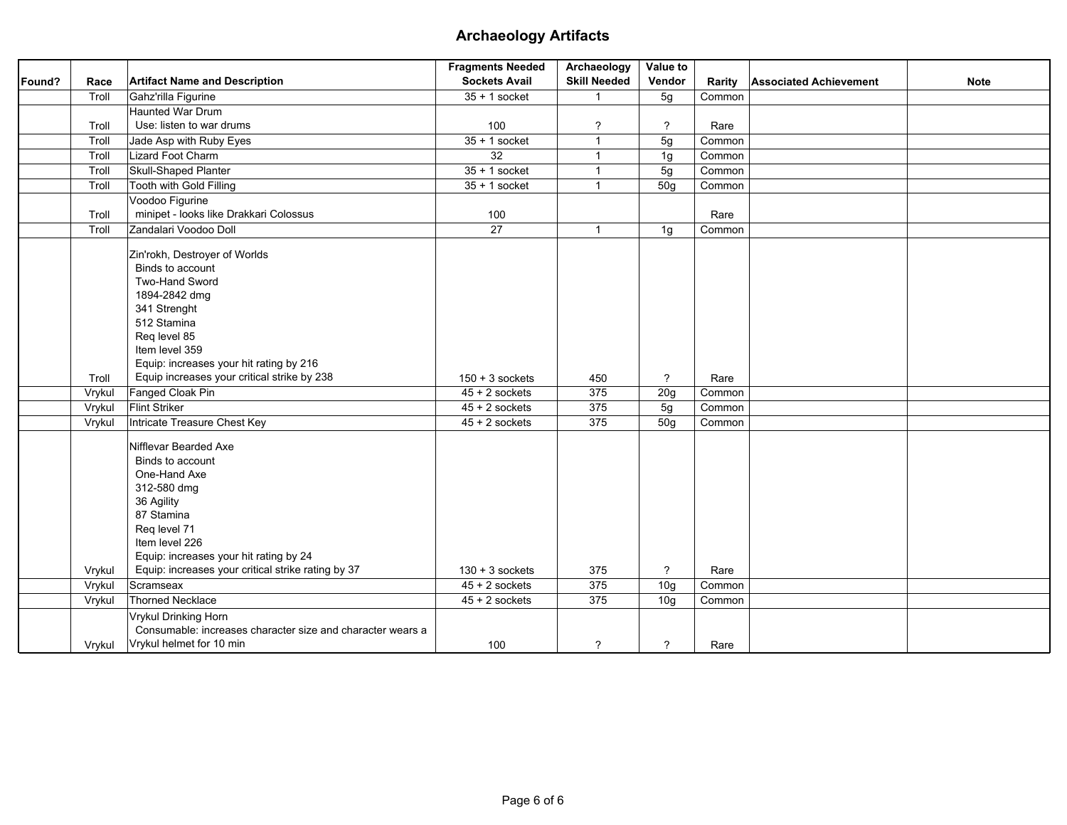# Archaeology Artifacts

| Found? | Race | Artifact Name and Description | Fragments Needed Sockets Avail | Archaeology Skill Needed | Value to Vendor | Rarity | Associated Achievement | Note |
|---|---|---|---|---|---|---|---|---|
| | Troll | Gahz'rilla Figurine | 35 + 1 socket | 1 | 5g | Common | | |
| | Troll | Haunted War Drum<br>Use: listen to war drums | 100 | ? | ? | Rare | | |
| | Troll | Jade Asp with Ruby Eyes | 35 + 1 socket | 1 | 5g | Common | | |
| | Troll | Lizard Foot Charm | 32 | 1 | 1g | Common | | |
| | Troll | Skull-Shaped Planter | 35 + 1 socket | 1 | 5g | Common | | |
| | Troll | Tooth with Gold Filling | 35 + 1 socket | 1 | 50g | Common | | |
| | Troll | Voodoo Figurine<br>minipet - looks like Drakkari Colossus | 100 | | | Rare | | |
| | Troll | Zandalari Voodoo Doll | 27 | 1 | 1g | Common | | |
| | Troll | Zin'rokh, Destroyer of Worlds<br>Binds to account<br>Two-Hand Sword<br>1894-2842 dmg<br>341 Strenght<br>512 Stamina<br>Req level 85<br>Item level 359<br>Equip: increases your hit rating by 216<br>Equip increases your critical strike by 238 | 150 + 3 sockets | 450 | ? | Rare | | |
| | Vrykul | Fanged Cloak Pin | 45 + 2 sockets | 375 | 20g | Common | | |
| | Vrykul | Flint Striker | 45 + 2 sockets | 375 | 5g | Common | | |
| | Vrykul | Intricate Treasure Chest Key | 45 + 2 sockets | 375 | 50g | Common | | |
| | Vrykul | Nifflevar Bearded Axe<br>Binds to account<br>One-Hand Axe<br>312-580 dmg<br>36 Agility<br>87 Stamina<br>Req level 71<br>Item level 226<br>Equip: increases your hit rating by 24<br>Equip: increases your critical strike rating by 37 | 130 + 3 sockets | 375 | ? | Rare | | |
| | Vrykul | Scramseax | 45 + 2 sockets | 375 | 10g | Common | | |
| | Vrykul | Thorned Necklace | 45 + 2 sockets | 375 | 10g | Common | | |
| | Vrykul | Vrykul Drinking Horn<br>Consumable: increases character size and character wears a Vrykul helmet for 10 min | 100 | ? | ? | Rare | | |